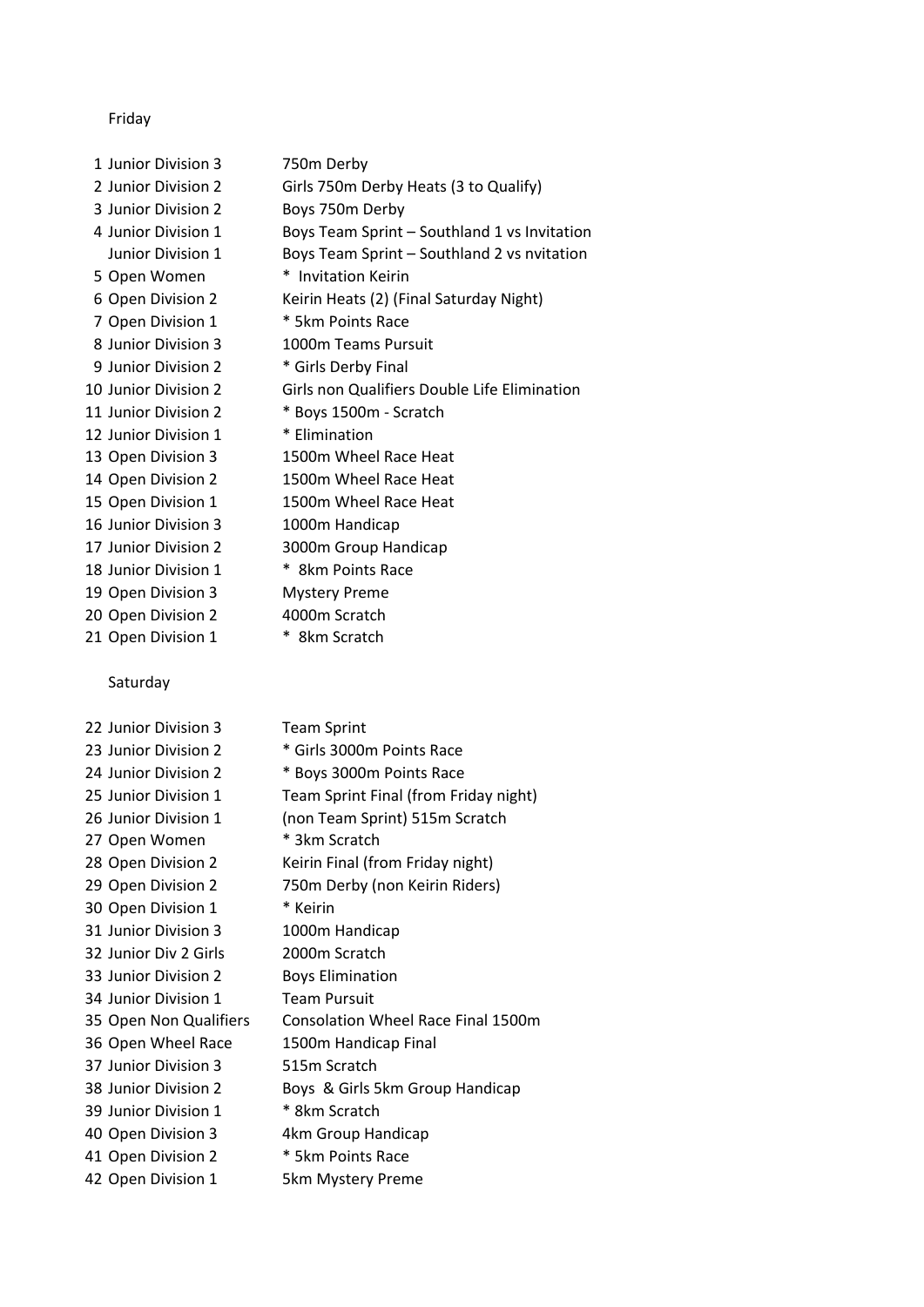## Friday

| No. | Division | Event |
|---|---|---|
| 1 | Junior Division 3 | 750m Derby |
| 2 | Junior Division 2 | Girls 750m Derby Heats (3 to Qualify) |
| 3 | Junior Division 2 | Boys 750m Derby |
| 4 | Junior Division 1 | Boys Team Sprint – Southland 1 vs Invitation |
| | Junior Division 1 | Boys Team Sprint – Southland 2 vs nvitation |
| 5 | Open Women | * Invitation Keirin |
| 6 | Open Division 2 | Keirin Heats (2) (Final Saturday Night) |
| 7 | Open Division 1 | * 5km Points Race |
| 8 | Junior Division 3 | 1000m Teams Pursuit |
| 9 | Junior Division 2 | * Girls Derby Final |
| 10 | Junior Division 2 | Girls non Qualifiers Double Life Elimination |
| 11 | Junior Division 2 | * Boys 1500m - Scratch |
| 12 | Junior Division 1 | * Elimination |
| 13 | Open Division 3 | 1500m Wheel Race Heat |
| 14 | Open Division 2 | 1500m Wheel Race Heat |
| 15 | Open Division 1 | 1500m Wheel Race Heat |
| 16 | Junior Division 3 | 1000m Handicap |
| 17 | Junior Division 2 | 3000m Group Handicap |
| 18 | Junior Division 1 | * 8km Points Race |
| 19 | Open Division 3 | Mystery Preme |
| 20 | Open Division 2 | 4000m Scratch |
| 21 | Open Division 1 | * 8km Scratch |

## Saturday

| No. | Division | Event |
|---|---|---|
| 22 | Junior Division 3 | Team Sprint |
| 23 | Junior Division 2 | * Girls 3000m Points Race |
| 24 | Junior Division 2 | * Boys 3000m Points Race |
| 25 | Junior Division 1 | Team Sprint Final (from Friday night) |
| 26 | Junior Division 1 | (non Team Sprint) 515m Scratch |
| 27 | Open Women | * 3km Scratch |
| 28 | Open Division 2 | Keirin Final (from Friday night) |
| 29 | Open Division 2 | 750m Derby (non Keirin Riders) |
| 30 | Open Division 1 | * Keirin |
| 31 | Junior Division 3 | 1000m Handicap |
| 32 | Junior Div 2 Girls | 2000m Scratch |
| 33 | Junior Division 2 | Boys Elimination |
| 34 | Junior Division 1 | Team Pursuit |
| 35 | Open Non Qualifiers | Consolation Wheel Race Final 1500m |
| 36 | Open Wheel Race | 1500m Handicap Final |
| 37 | Junior Division 3 | 515m Scratch |
| 38 | Junior Division 2 | Boys & Girls 5km Group Handicap |
| 39 | Junior Division 1 | * 8km Scratch |
| 40 | Open Division 3 | 4km Group Handicap |
| 41 | Open Division 2 | * 5km Points Race |
| 42 | Open Division 1 | 5km Mystery Preme |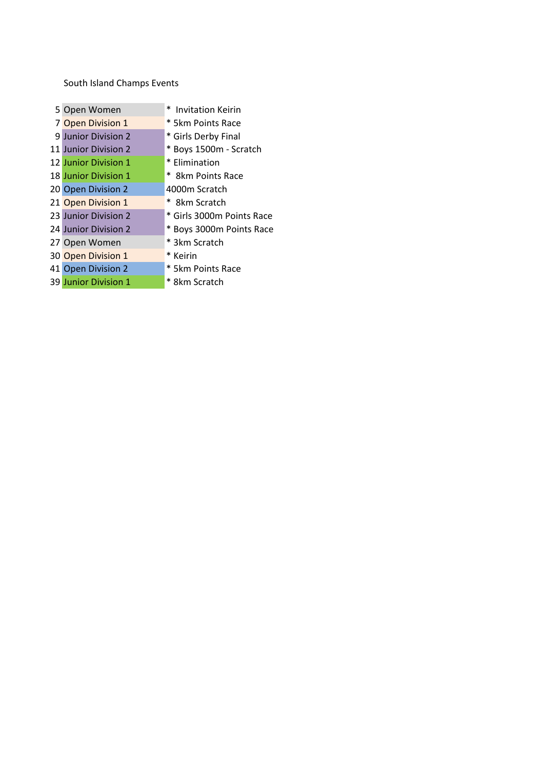South Island Champs Events

| | | |
|---|---|---|
| 5 | Open Women | * Invitation Keirin |
| 7 | Open Division 1 | * 5km Points Race |
| 9 | Junior Division 2 | * Girls Derby Final |
| 11 | Junior Division 2 | * Boys 1500m - Scratch |
| 12 | Junior Division 1 | * Elimination |
| 18 | Junior Division 1 | * 8km Points Race |
| 20 | Open Division 2 | 4000m Scratch |
| 21 | Open Division 1 | * 8km Scratch |
| 23 | Junior Division 2 | * Girls 3000m Points Race |
| 24 | Junior Division 2 | * Boys 3000m Points Race |
| 27 | Open Women | * 3km Scratch |
| 30 | Open Division 1 | * Keirin |
| 41 | Open Division 2 | * 5km Points Race |
| 39 | Junior Division 1 | * 8km Scratch |